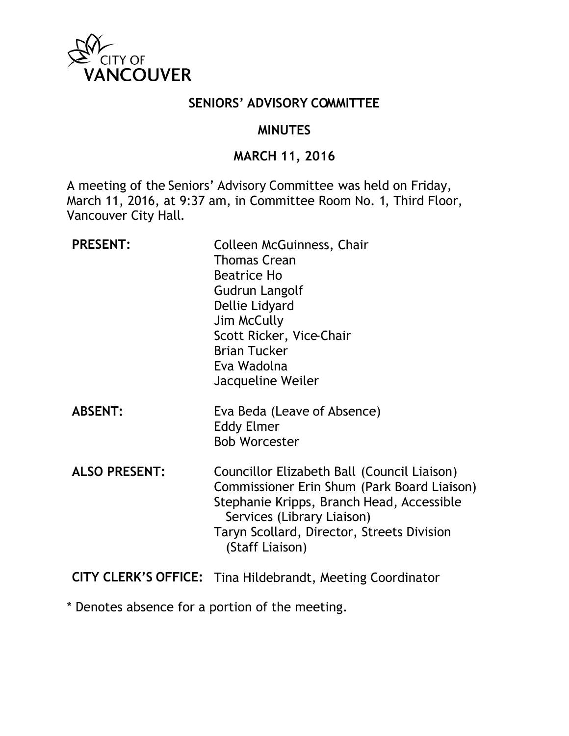CITY OF VANCOUVER

# SENIORS' ADVISORY COMMITTEE

## MINUTES

## MARCH 11, 2016

A meeting of the Seniors' Advisory Committee was held on Friday, March 11, 2016, at 9:37 am, in Committee Room No. 1, Third Floor, Vancouver City Hall.

| | |
|---|---|
| **PRESENT:** | Colleen McGuinness, Chair<br>Thomas Crean<br>Beatrice Ho<br>Gudrun Langolf<br>Dellie Lidyard<br>Jim McCully<br>Scott Ricker, Vice-Chair<br>Brian Tucker<br>Eva Wadolna<br>Jacqueline Weiler |
| **ABSENT:** | Eva Beda (Leave of Absence)<br>Eddy Elmer<br>Bob Worcester |
| **ALSO PRESENT:** | Councillor Elizabeth Ball (Council Liaison)<br>Commissioner Erin Shum (Park Board Liaison)<br>Stephanie Kripps, Branch Head, Accessible Services (Library Liaison)<br>Taryn Scollard, Director, Streets Division (Staff Liaison) |
| **CITY CLERK'S OFFICE:** | Tina Hildebrandt, Meeting Coordinator |

\* Denotes absence for a portion of the meeting.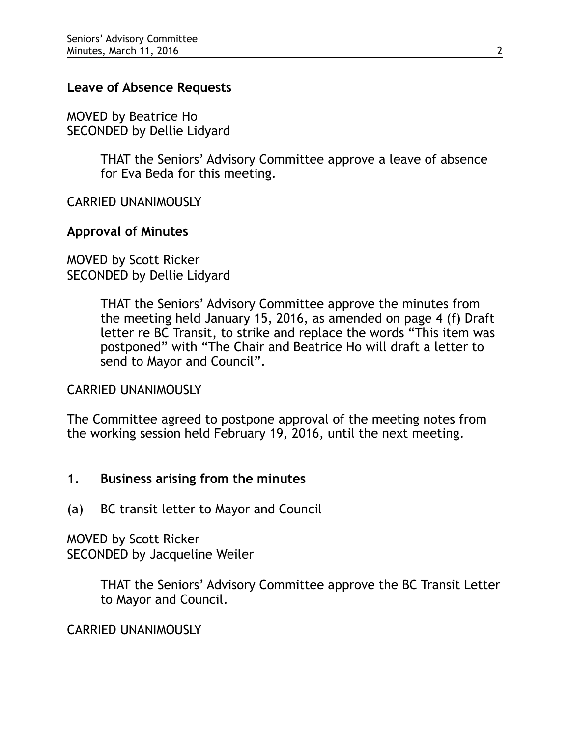**Leave of Absence Requests**

MOVED by Beatrice Ho
SECONDED by Dellie Lidyard

> THAT the Seniors' Advisory Committee approve a leave of absence for Eva Beda for this meeting.

CARRIED UNANIMOUSLY

**Approval of Minutes**

MOVED by Scott Ricker
SECONDED by Dellie Lidyard

> THAT the Seniors' Advisory Committee approve the minutes from the meeting held January 15, 2016, as amended on page 4 (f) Draft letter re BC Transit, to strike and replace the words "This item was postponed" with "The Chair and Beatrice Ho will draft a letter to send to Mayor and Council".

CARRIED UNANIMOUSLY

The Committee agreed to postpone approval of the meeting notes from the working session held February 19, 2016, until the next meeting.

## 1. Business arising from the minutes

(a) BC transit letter to Mayor and Council

MOVED by Scott Ricker
SECONDED by Jacqueline Weiler

> THAT the Seniors' Advisory Committee approve the BC Transit Letter to Mayor and Council.

CARRIED UNANIMOUSLY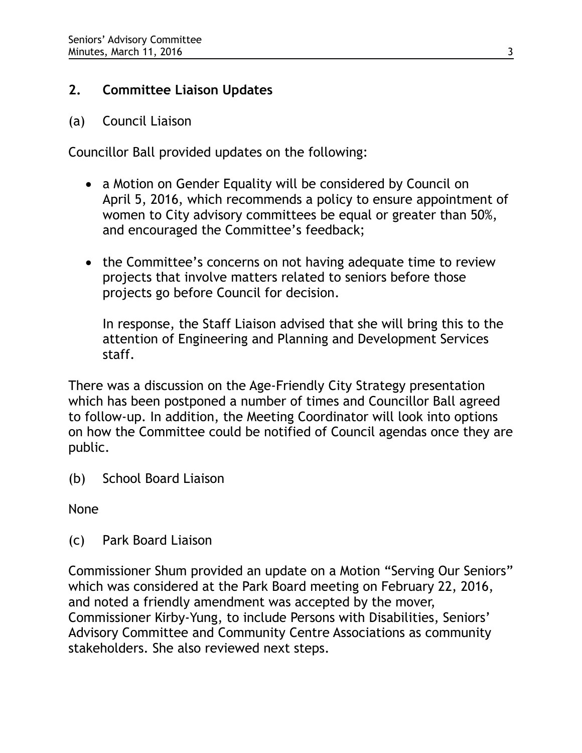## 2. Committee Liaison Updates

(a) Council Liaison

Councillor Ball provided updates on the following:

- a Motion on Gender Equality will be considered by Council on April 5, 2016, which recommends a policy to ensure appointment of women to City advisory committees be equal or greater than 50%, and encouraged the Committee's feedback;
- the Committee's concerns on not having adequate time to review projects that involve matters related to seniors before those projects go before Council for decision.

  In response, the Staff Liaison advised that she will bring this to the attention of Engineering and Planning and Development Services staff.

There was a discussion on the Age-Friendly City Strategy presentation which has been postponed a number of times and Councillor Ball agreed to follow-up. In addition, the Meeting Coordinator will look into options on how the Committee could be notified of Council agendas once they are public.

(b) School Board Liaison

None

(c) Park Board Liaison

Commissioner Shum provided an update on a Motion "Serving Our Seniors" which was considered at the Park Board meeting on February 22, 2016, and noted a friendly amendment was accepted by the mover, Commissioner Kirby-Yung, to include Persons with Disabilities, Seniors' Advisory Committee and Community Centre Associations as community stakeholders. She also reviewed next steps.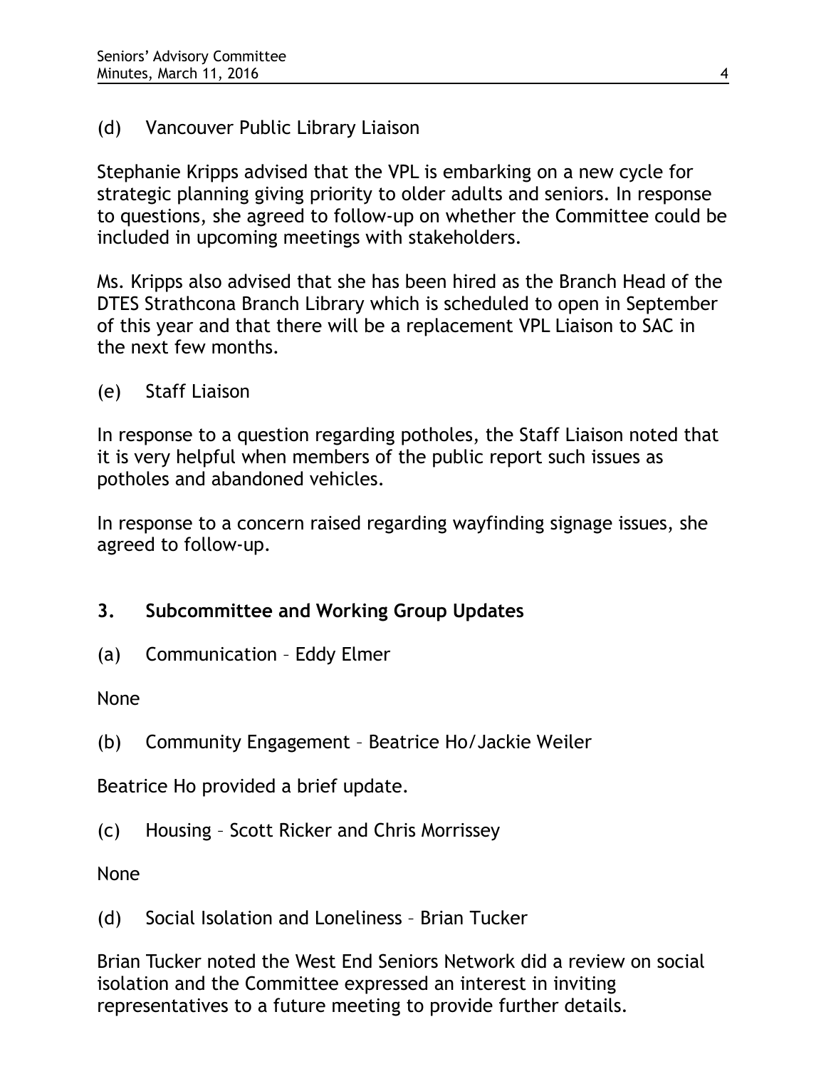(d) Vancouver Public Library Liaison

Stephanie Kripps advised that the VPL is embarking on a new cycle for strategic planning giving priority to older adults and seniors. In response to questions, she agreed to follow-up on whether the Committee could be included in upcoming meetings with stakeholders.

Ms. Kripps also advised that she has been hired as the Branch Head of the DTES Strathcona Branch Library which is scheduled to open in September of this year and that there will be a replacement VPL Liaison to SAC in the next few months.

(e) Staff Liaison

In response to a question regarding potholes, the Staff Liaison noted that it is very helpful when members of the public report such issues as potholes and abandoned vehicles.

In response to a concern raised regarding wayfinding signage issues, she agreed to follow-up.

## 3. Subcommittee and Working Group Updates

(a) Communication – Eddy Elmer

None

(b) Community Engagement – Beatrice Ho/Jackie Weiler

Beatrice Ho provided a brief update.

(c) Housing – Scott Ricker and Chris Morrissey

None

(d) Social Isolation and Loneliness – Brian Tucker

Brian Tucker noted the West End Seniors Network did a review on social isolation and the Committee expressed an interest in inviting representatives to a future meeting to provide further details.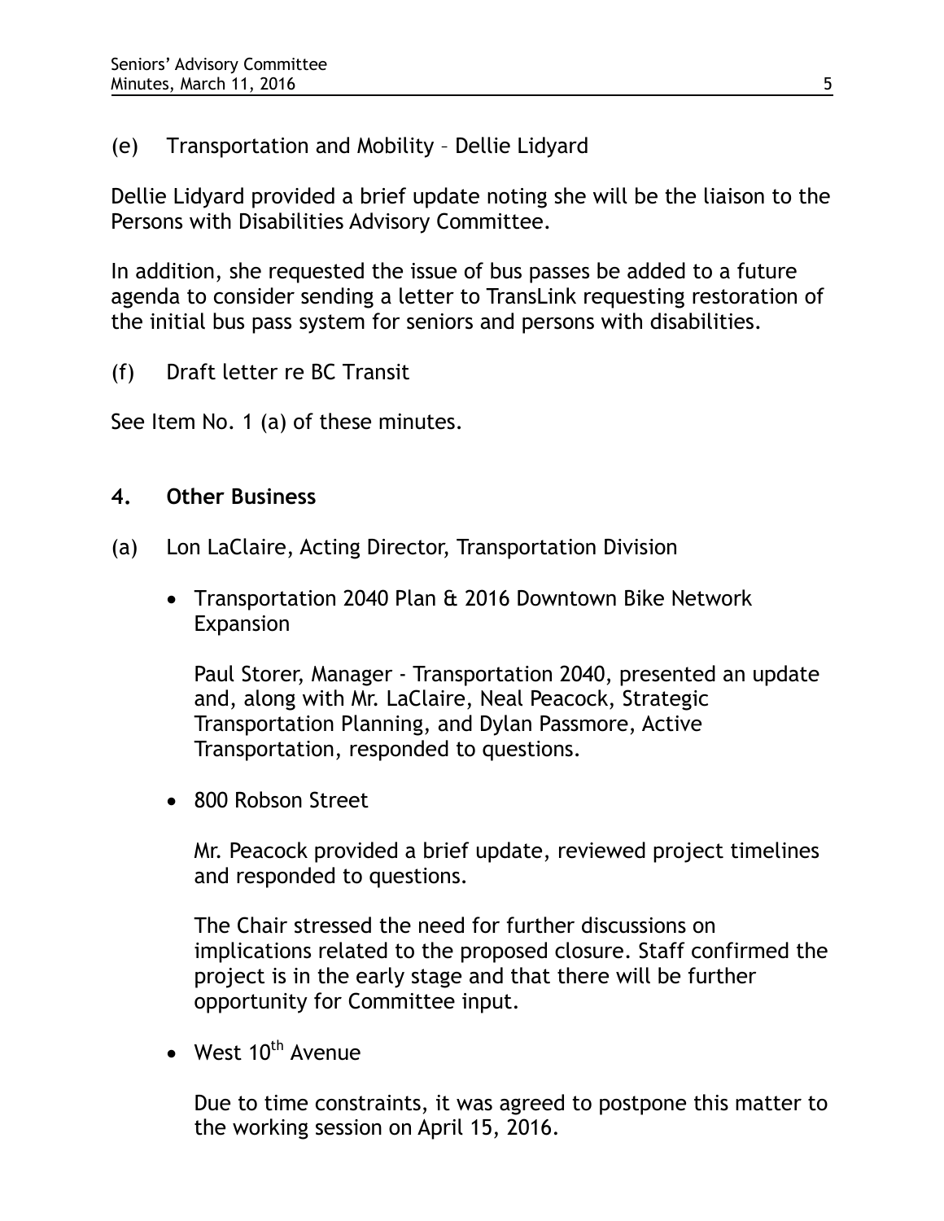(e) Transportation and Mobility – Dellie Lidyard

Dellie Lidyard provided a brief update noting she will be the liaison to the Persons with Disabilities Advisory Committee.

In addition, she requested the issue of bus passes be added to a future agenda to consider sending a letter to TransLink requesting restoration of the initial bus pass system for seniors and persons with disabilities.

(f) Draft letter re BC Transit

See Item No. 1 (a) of these minutes.

## 4. Other Business

(a) Lon LaClaire, Acting Director, Transportation Division

- Transportation 2040 Plan & 2016 Downtown Bike Network Expansion

  Paul Storer, Manager - Transportation 2040, presented an update and, along with Mr. LaClaire, Neal Peacock, Strategic Transportation Planning, and Dylan Passmore, Active Transportation, responded to questions.

- 800 Robson Street

  Mr. Peacock provided a brief update, reviewed project timelines and responded to questions.

  The Chair stressed the need for further discussions on implications related to the proposed closure. Staff confirmed the project is in the early stage and that there will be further opportunity for Committee input.

- West 10th Avenue

  Due to time constraints, it was agreed to postpone this matter to the working session on April 15, 2016.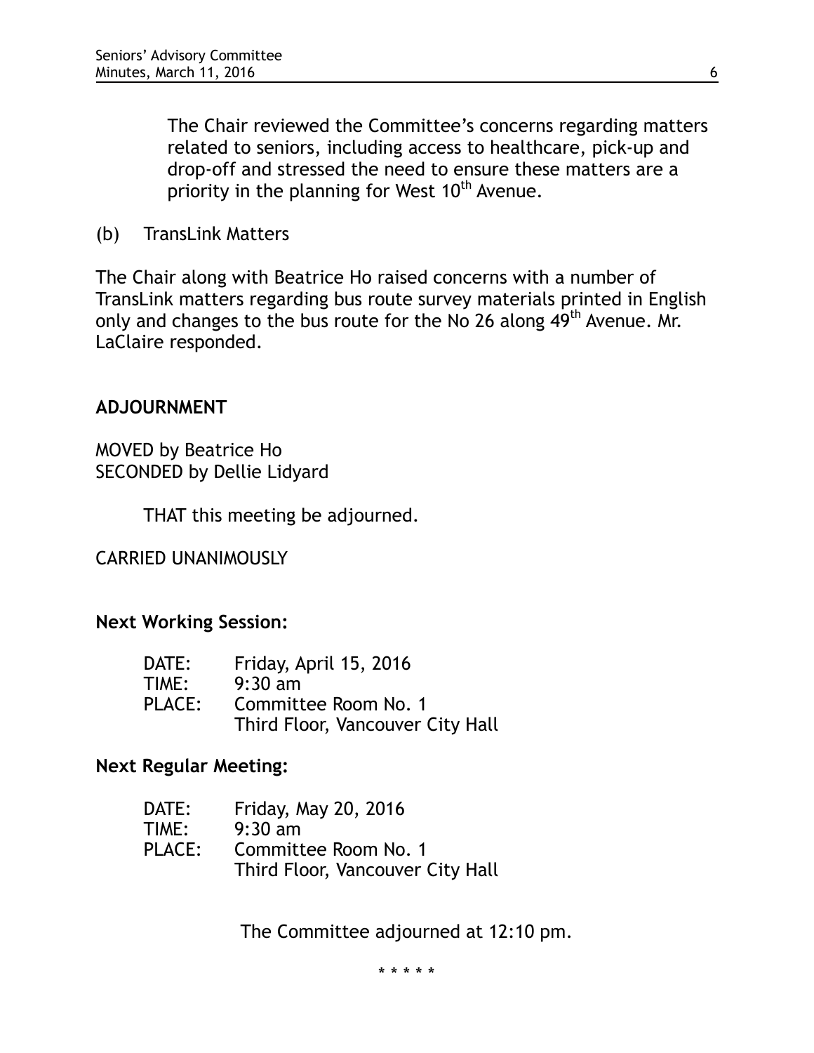The Chair reviewed the Committee's concerns regarding matters related to seniors, including access to healthcare, pick-up and drop-off and stressed the need to ensure these matters are a priority in the planning for West 10th Avenue.

(b) TransLink Matters

The Chair along with Beatrice Ho raised concerns with a number of TransLink matters regarding bus route survey materials printed in English only and changes to the bus route for the No 26 along 49th Avenue. Mr. LaClaire responded.

**ADJOURNMENT**

MOVED by Beatrice Ho
SECONDED by Dellie Lidyard

THAT this meeting be adjourned.

CARRIED UNANIMOUSLY

**Next Working Session:**

| | |
|---|---|
| DATE: | Friday, April 15, 2016 |
| TIME: | 9:30 am |
| PLACE: | Committee Room No. 1<br>Third Floor, Vancouver City Hall |

**Next Regular Meeting:**

| | |
|---|---|
| DATE: | Friday, May 20, 2016 |
| TIME: | 9:30 am |
| PLACE: | Committee Room No. 1<br>Third Floor, Vancouver City Hall |

The Committee adjourned at 12:10 pm.

* * * * *